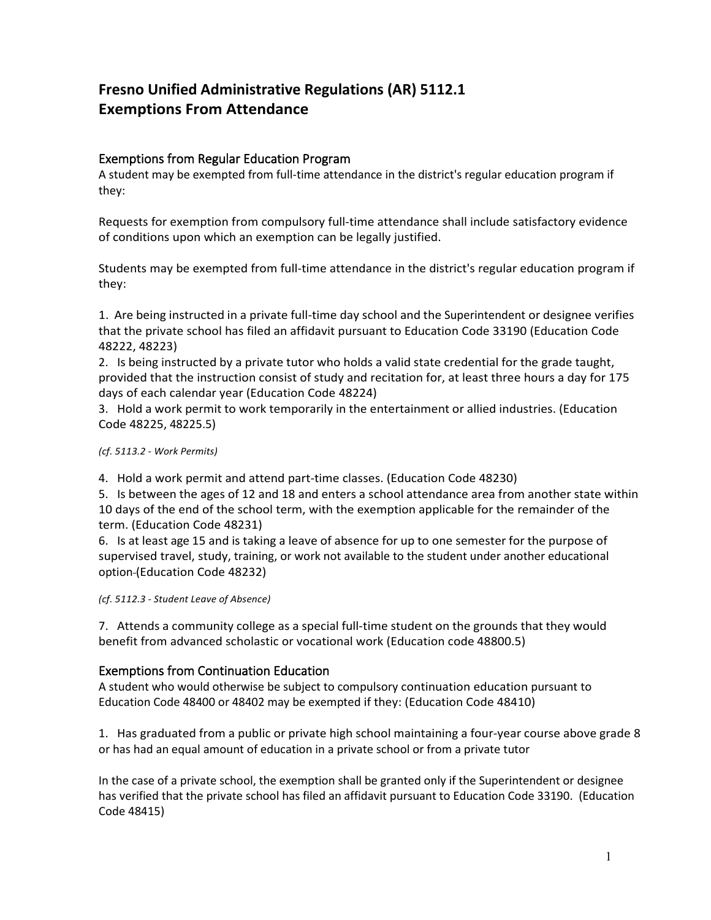# Fresno Unified Administrative Regulations (AR) 5112.1
# Exemptions From Attendance

## Exemptions from Regular Education Program

A student may be exempted from full-time attendance in the district's regular education program if they:

Requests for exemption from compulsory full-time attendance shall include satisfactory evidence of conditions upon which an exemption can be legally justified.

Students may be exempted from full-time attendance in the district's regular education program if they:

1. Are being instructed in a private full-time day school and the Superintendent or designee verifies that the private school has filed an affidavit pursuant to Education Code 33190 (Education Code 48222, 48223)
2. Is being instructed by a private tutor who holds a valid state credential for the grade taught, provided that the instruction consist of study and recitation for, at least three hours a day for 175 days of each calendar year (Education Code 48224)
3. Hold a work permit to work temporarily in the entertainment or allied industries. (Education Code 48225, 48225.5)

*(cf. 5113.2 - Work Permits)*

4. Hold a work permit and attend part-time classes. (Education Code 48230)
5. Is between the ages of 12 and 18 and enters a school attendance area from another state within 10 days of the end of the school term, with the exemption applicable for the remainder of the term. (Education Code 48231)
6. Is at least age 15 and is taking a leave of absence for up to one semester for the purpose of supervised travel, study, training, or work not available to the student under another educational option (Education Code 48232)

*(cf. 5112.3 - Student Leave of Absence)*

7. Attends a community college as a special full-time student on the grounds that they would benefit from advanced scholastic or vocational work (Education code 48800.5)

## Exemptions from Continuation Education

A student who would otherwise be subject to compulsory continuation education pursuant to Education Code 48400 or 48402 may be exempted if they: (Education Code 48410)

1. Has graduated from a public or private high school maintaining a four-year course above grade 8 or has had an equal amount of education in a private school or from a private tutor

In the case of a private school, the exemption shall be granted only if the Superintendent or designee has verified that the private school has filed an affidavit pursuant to Education Code 33190. (Education Code 48415)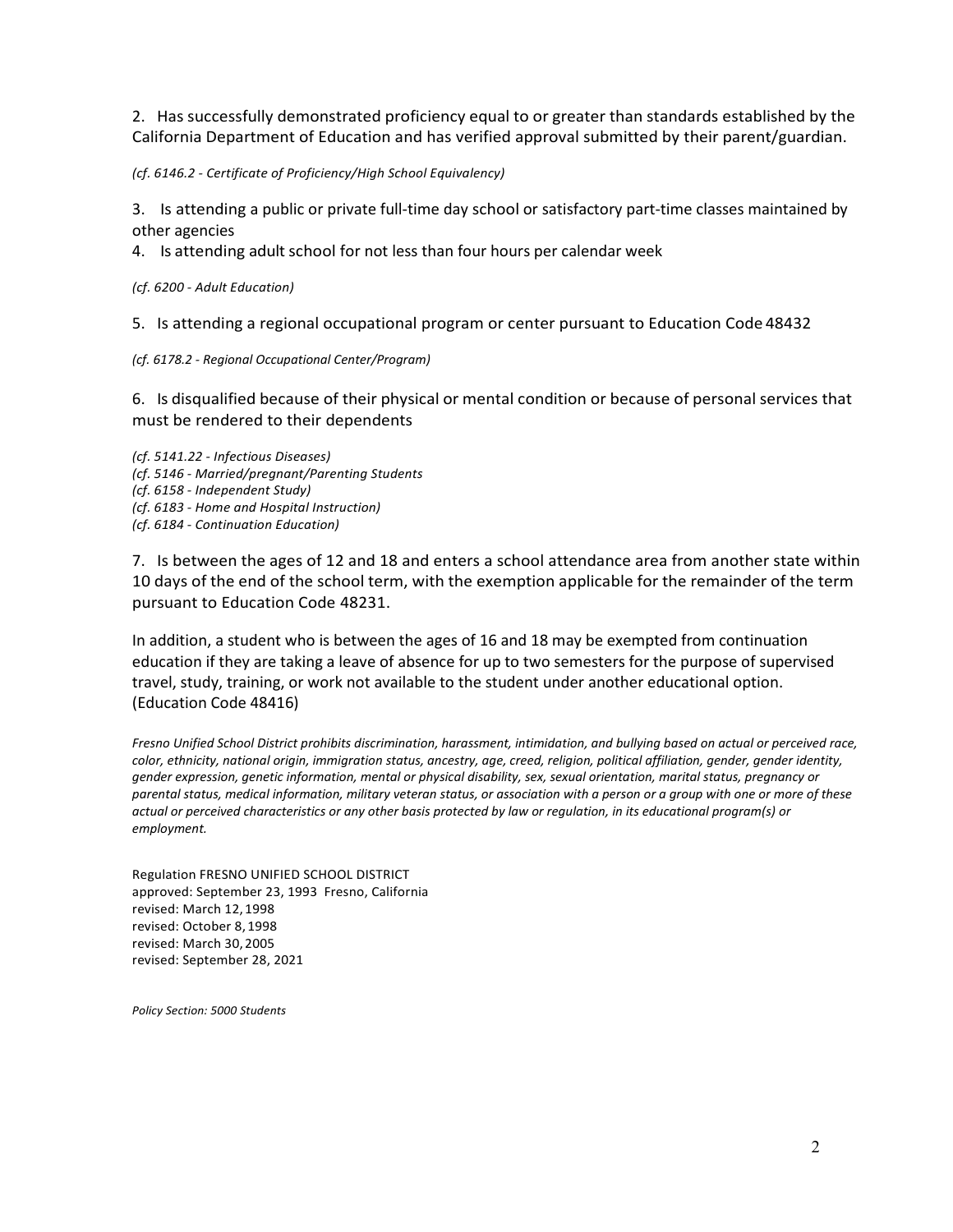2. Has successfully demonstrated proficiency equal to or greater than standards established by the California Department of Education and has verified approval submitted by their parent/guardian.

*(cf. 6146.2 - Certificate of Proficiency/High School Equivalency)*

3. Is attending a public or private full-time day school or satisfactory part-time classes maintained by other agencies
4. Is attending adult school for not less than four hours per calendar week

*(cf. 6200 - Adult Education)*

5. Is attending a regional occupational program or center pursuant to Education Code 48432

*(cf. 6178.2 - Regional Occupational Center/Program)*

6. Is disqualified because of their physical or mental condition or because of personal services that must be rendered to their dependents

*(cf. 5141.22 - Infectious Diseases)*
*(cf. 5146 - Married/pregnant/Parenting Students*
*(cf. 6158 - Independent Study)*
*(cf. 6183 - Home and Hospital Instruction)*
*(cf. 6184 - Continuation Education)*

7. Is between the ages of 12 and 18 and enters a school attendance area from another state within 10 days of the end of the school term, with the exemption applicable for the remainder of the term pursuant to Education Code 48231.

In addition, a student who is between the ages of 16 and 18 may be exempted from continuation education if they are taking a leave of absence for up to two semesters for the purpose of supervised travel, study, training, or work not available to the student under another educational option. (Education Code 48416)

*Fresno Unified School District prohibits discrimination, harassment, intimidation, and bullying based on actual or perceived race, color, ethnicity, national origin, immigration status, ancestry, age, creed, religion, political affiliation, gender, gender identity, gender expression, genetic information, mental or physical disability, sex, sexual orientation, marital status, pregnancy or parental status, medical information, military veteran status, or association with a person or a group with one or more of these actual or perceived characteristics or any other basis protected by law or regulation, in its educational program(s) or employment.*

Regulation FRESNO UNIFIED SCHOOL DISTRICT
approved: September 23, 1993 Fresno, California
revised: March 12, 1998
revised: October 8, 1998
revised: March 30, 2005
revised: September 28, 2021

*Policy Section: 5000 Students*